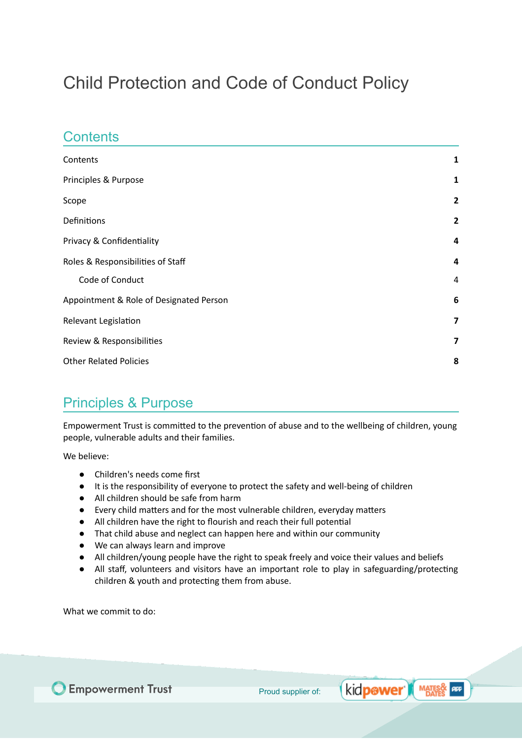# Child Protection and Code of Conduct Policy

## Contents

| | |
|---|---|
| Contents | **1** |
| Principles & Purpose | **1** |
| Scope | **2** |
| Definitions | **2** |
| Privacy & Confidentiality | **4** |
| Roles & Responsibilities of Staff | **4** |
| Code of Conduct | 4 |
| Appointment & Role of Designated Person | **6** |
| Relevant Legislation | **7** |
| Review & Responsibilities | **7** |
| Other Related Policies | **8** |

## Principles & Purpose

Empowerment Trust is committed to the prevention of abuse and to the wellbeing of children, young people, vulnerable adults and their families.

We believe:

- Children's needs come first
- It is the responsibility of everyone to protect the safety and well-being of children
- All children should be safe from harm
- Every child matters and for the most vulnerable children, everyday matters
- All children have the right to flourish and reach their full potential
- That child abuse and neglect can happen here and within our community
- We can always learn and improve
- All children/young people have the right to speak freely and voice their values and beliefs
- All staff, volunteers and visitors have an important role to play in safeguarding/protecting children & youth and protecting them from abuse.

What we commit to do: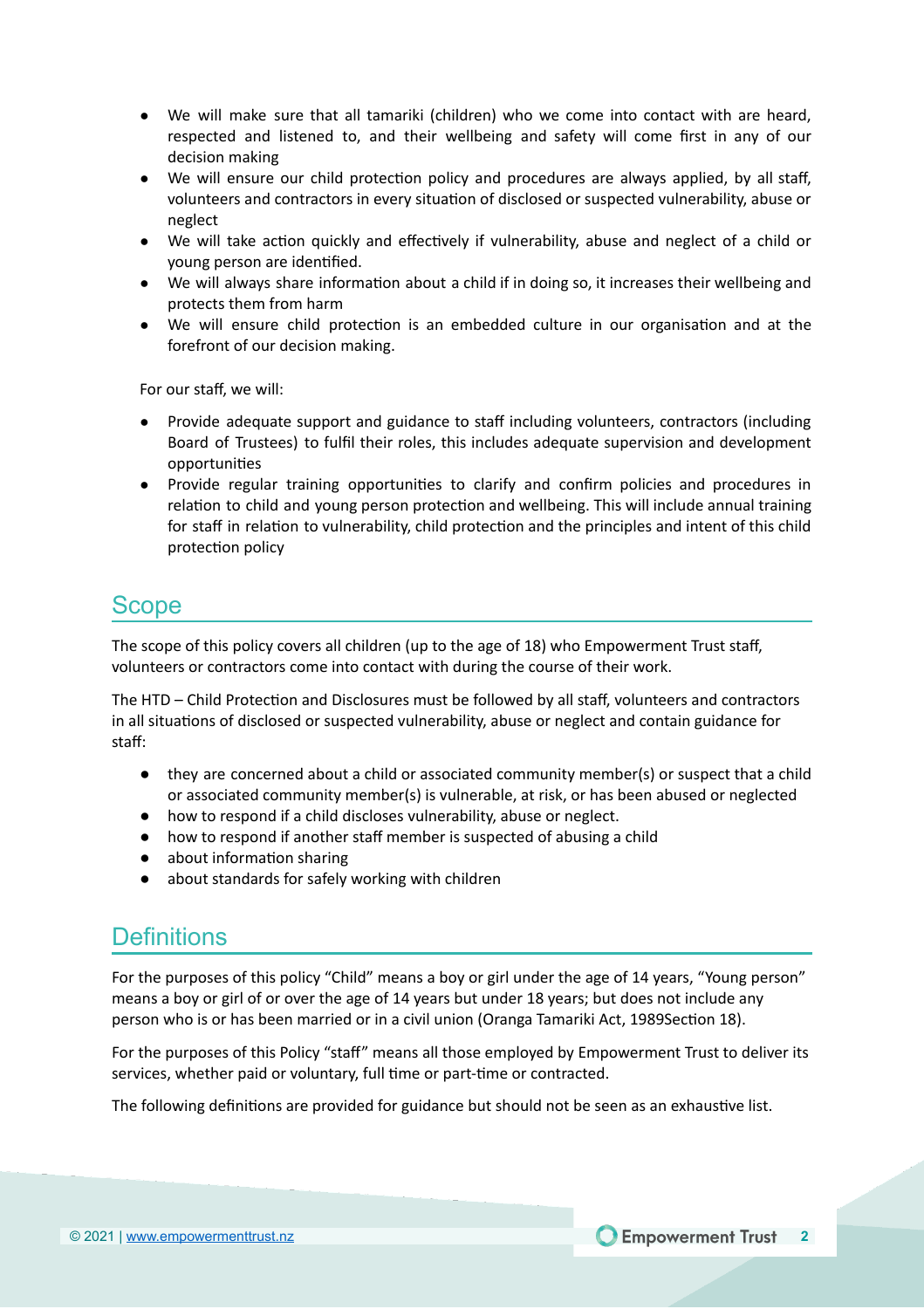- We will make sure that all tamariki (children) who we come into contact with are heard, respected and listened to, and their wellbeing and safety will come first in any of our decision making
- We will ensure our child protection policy and procedures are always applied, by all staff, volunteers and contractors in every situation of disclosed or suspected vulnerability, abuse or neglect
- We will take action quickly and effectively if vulnerability, abuse and neglect of a child or young person are identified.
- We will always share information about a child if in doing so, it increases their wellbeing and protects them from harm
- We will ensure child protection is an embedded culture in our organisation and at the forefront of our decision making.

For our staff, we will:

- Provide adequate support and guidance to staff including volunteers, contractors (including Board of Trustees) to fulfil their roles, this includes adequate supervision and development opportunities
- Provide regular training opportunities to clarify and confirm policies and procedures in relation to child and young person protection and wellbeing. This will include annual training for staff in relation to vulnerability, child protection and the principles and intent of this child protection policy

## Scope

The scope of this policy covers all children (up to the age of 18) who Empowerment Trust staff, volunteers or contractors come into contact with during the course of their work.

The HTD – Child Protection and Disclosures must be followed by all staff, volunteers and contractors in all situations of disclosed or suspected vulnerability, abuse or neglect and contain guidance for staff:

- they are concerned about a child or associated community member(s) or suspect that a child or associated community member(s) is vulnerable, at risk, or has been abused or neglected
- how to respond if a child discloses vulnerability, abuse or neglect.
- how to respond if another staff member is suspected of abusing a child
- about information sharing
- about standards for safely working with children

## Definitions

For the purposes of this policy "Child" means a boy or girl under the age of 14 years, "Young person" means a boy or girl of or over the age of 14 years but under 18 years; but does not include any person who is or has been married or in a civil union (Oranga Tamariki Act, 1989Section 18).

For the purposes of this Policy "staff" means all those employed by Empowerment Trust to deliver its services, whether paid or voluntary, full time or part-time or contracted.

The following definitions are provided for guidance but should not be seen as an exhaustive list.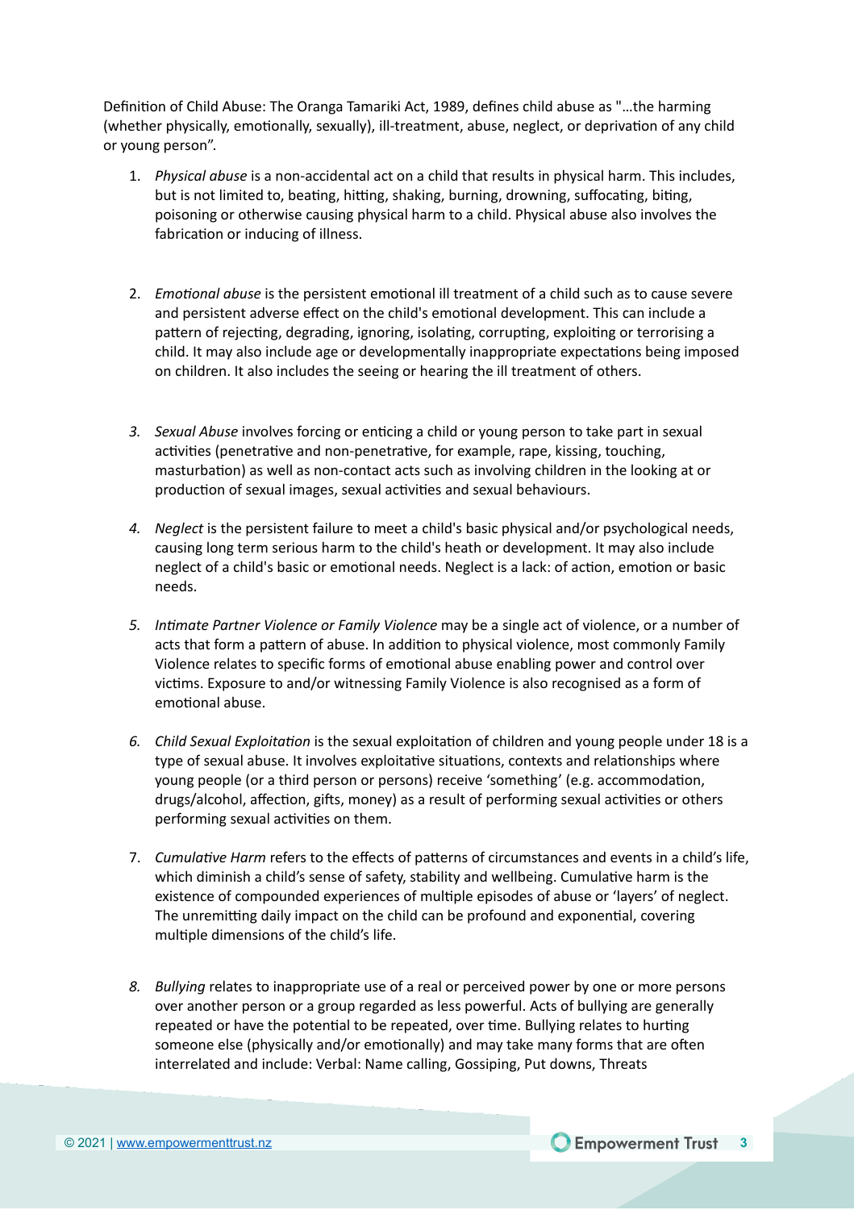Definition of Child Abuse: The Oranga Tamariki Act, 1989, defines child abuse as "…the harming (whether physically, emotionally, sexually), ill-treatment, abuse, neglect, or deprivation of any child or young person".

1. *Physical abuse* is a non-accidental act on a child that results in physical harm. This includes, but is not limited to, beating, hitting, shaking, burning, drowning, suffocating, biting, poisoning or otherwise causing physical harm to a child. Physical abuse also involves the fabrication or inducing of illness.

2. *Emotional abuse* is the persistent emotional ill treatment of a child such as to cause severe and persistent adverse effect on the child's emotional development. This can include a pattern of rejecting, degrading, ignoring, isolating, corrupting, exploiting or terrorising a child. It may also include age or developmentally inappropriate expectations being imposed on children. It also includes the seeing or hearing the ill treatment of others.

3. *Sexual Abuse* involves forcing or enticing a child or young person to take part in sexual activities (penetrative and non-penetrative, for example, rape, kissing, touching, masturbation) as well as non-contact acts such as involving children in the looking at or production of sexual images, sexual activities and sexual behaviours.

4. *Neglect* is the persistent failure to meet a child's basic physical and/or psychological needs, causing long term serious harm to the child's heath or development. It may also include neglect of a child's basic or emotional needs. Neglect is a lack: of action, emotion or basic needs.

5. *Intimate Partner Violence or Family Violence* may be a single act of violence, or a number of acts that form a pattern of abuse. In addition to physical violence, most commonly Family Violence relates to specific forms of emotional abuse enabling power and control over victims. Exposure to and/or witnessing Family Violence is also recognised as a form of emotional abuse.

6. *Child Sexual Exploitation* is the sexual exploitation of children and young people under 18 is a type of sexual abuse. It involves exploitative situations, contexts and relationships where young people (or a third person or persons) receive 'something' (e.g. accommodation, drugs/alcohol, affection, gifts, money) as a result of performing sexual activities or others performing sexual activities on them.

7. *Cumulative Harm* refers to the effects of patterns of circumstances and events in a child's life, which diminish a child's sense of safety, stability and wellbeing. Cumulative harm is the existence of compounded experiences of multiple episodes of abuse or 'layers' of neglect. The unremitting daily impact on the child can be profound and exponential, covering multiple dimensions of the child's life.

8. *Bullying* relates to inappropriate use of a real or perceived power by one or more persons over another person or a group regarded as less powerful. Acts of bullying are generally repeated or have the potential to be repeated, over time. Bullying relates to hurting someone else (physically and/or emotionally) and may take many forms that are often interrelated and include: Verbal: Name calling, Gossiping, Put downs, Threats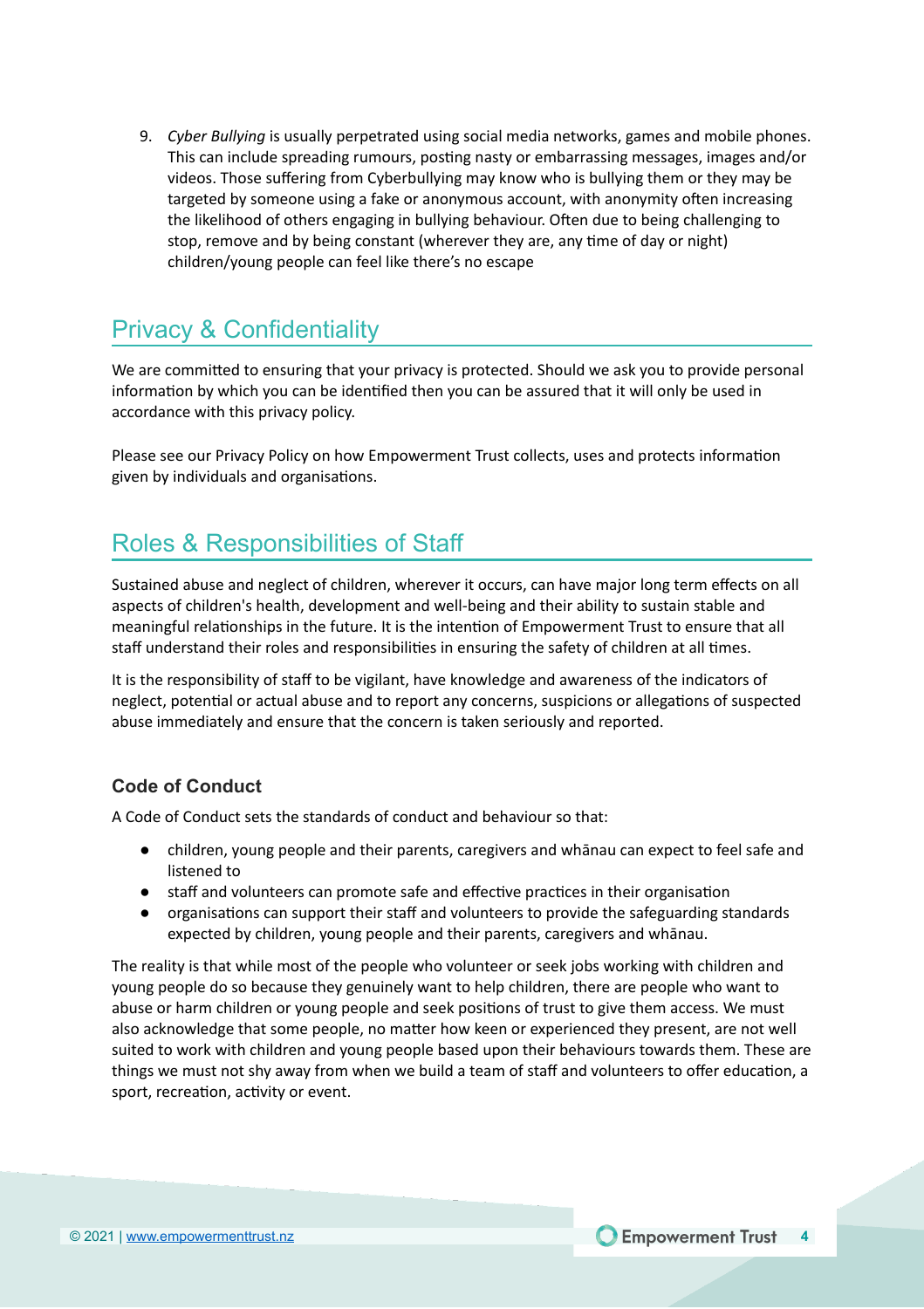9. *Cyber Bullying* is usually perpetrated using social media networks, games and mobile phones. This can include spreading rumours, posting nasty or embarrassing messages, images and/or videos. Those suffering from Cyberbullying may know who is bullying them or they may be targeted by someone using a fake or anonymous account, with anonymity often increasing the likelihood of others engaging in bullying behaviour. Often due to being challenging to stop, remove and by being constant (wherever they are, any time of day or night) children/young people can feel like there's no escape

## Privacy & Confidentiality

We are committed to ensuring that your privacy is protected. Should we ask you to provide personal information by which you can be identified then you can be assured that it will only be used in accordance with this privacy policy.

Please see our Privacy Policy on how Empowerment Trust collects, uses and protects information given by individuals and organisations.

## Roles & Responsibilities of Staff

Sustained abuse and neglect of children, wherever it occurs, can have major long term effects on all aspects of children's health, development and well-being and their ability to sustain stable and meaningful relationships in the future. It is the intention of Empowerment Trust to ensure that all staff understand their roles and responsibilities in ensuring the safety of children at all times.

It is the responsibility of staff to be vigilant, have knowledge and awareness of the indicators of neglect, potential or actual abuse and to report any concerns, suspicions or allegations of suspected abuse immediately and ensure that the concern is taken seriously and reported.

### Code of Conduct

A Code of Conduct sets the standards of conduct and behaviour so that:

- children, young people and their parents, caregivers and whānau can expect to feel safe and listened to
- staff and volunteers can promote safe and effective practices in their organisation
- organisations can support their staff and volunteers to provide the safeguarding standards expected by children, young people and their parents, caregivers and whānau.

The reality is that while most of the people who volunteer or seek jobs working with children and young people do so because they genuinely want to help children, there are people who want to abuse or harm children or young people and seek positions of trust to give them access. We must also acknowledge that some people, no matter how keen or experienced they present, are not well suited to work with children and young people based upon their behaviours towards them. These are things we must not shy away from when we build a team of staff and volunteers to offer education, a sport, recreation, activity or event.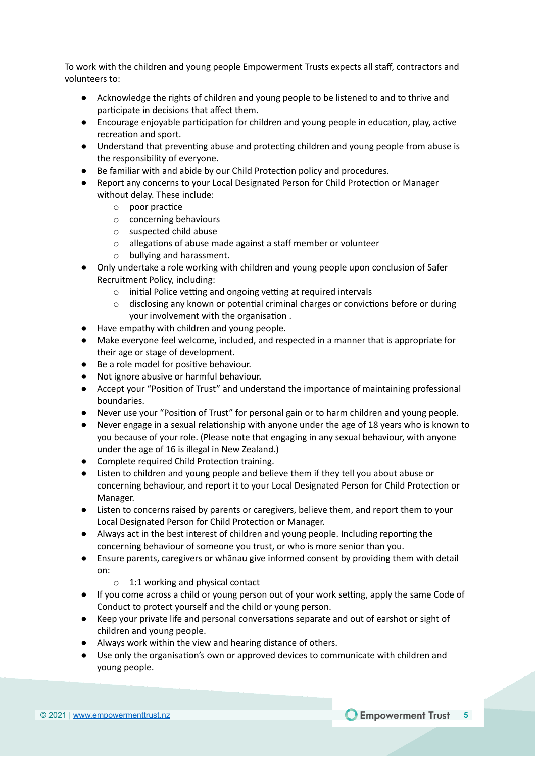To work with the children and young people Empowerment Trusts expects all staff, contractors and volunteers to:

- Acknowledge the rights of children and young people to be listened to and to thrive and participate in decisions that affect them.
- Encourage enjoyable participation for children and young people in education, play, active recreation and sport.
- Understand that preventing abuse and protecting children and young people from abuse is the responsibility of everyone.
- Be familiar with and abide by our Child Protection policy and procedures.
- Report any concerns to your Local Designated Person for Child Protection or Manager without delay. These include:
  - poor practice
  - concerning behaviours
  - suspected child abuse
  - allegations of abuse made against a staff member or volunteer
  - bullying and harassment.
- Only undertake a role working with children and young people upon conclusion of Safer Recruitment Policy, including:
  - initial Police vetting and ongoing vetting at required intervals
  - disclosing any known or potential criminal charges or convictions before or during your involvement with the organisation .
- Have empathy with children and young people.
- Make everyone feel welcome, included, and respected in a manner that is appropriate for their age or stage of development.
- Be a role model for positive behaviour.
- Not ignore abusive or harmful behaviour.
- Accept your "Position of Trust" and understand the importance of maintaining professional boundaries.
- Never use your "Position of Trust" for personal gain or to harm children and young people.
- Never engage in a sexual relationship with anyone under the age of 18 years who is known to you because of your role. (Please note that engaging in any sexual behaviour, with anyone under the age of 16 is illegal in New Zealand.)
- Complete required Child Protection training.
- Listen to children and young people and believe them if they tell you about abuse or concerning behaviour, and report it to your Local Designated Person for Child Protection or Manager.
- Listen to concerns raised by parents or caregivers, believe them, and report them to your Local Designated Person for Child Protection or Manager.
- Always act in the best interest of children and young people. Including reporting the concerning behaviour of someone you trust, or who is more senior than you.
- Ensure parents, caregivers or whānau give informed consent by providing them with detail on:
  - 1:1 working and physical contact
- If you come across a child or young person out of your work setting, apply the same Code of Conduct to protect yourself and the child or young person.
- Keep your private life and personal conversations separate and out of earshot or sight of children and young people.
- Always work within the view and hearing distance of others.
- Use only the organisation's own or approved devices to communicate with children and young people.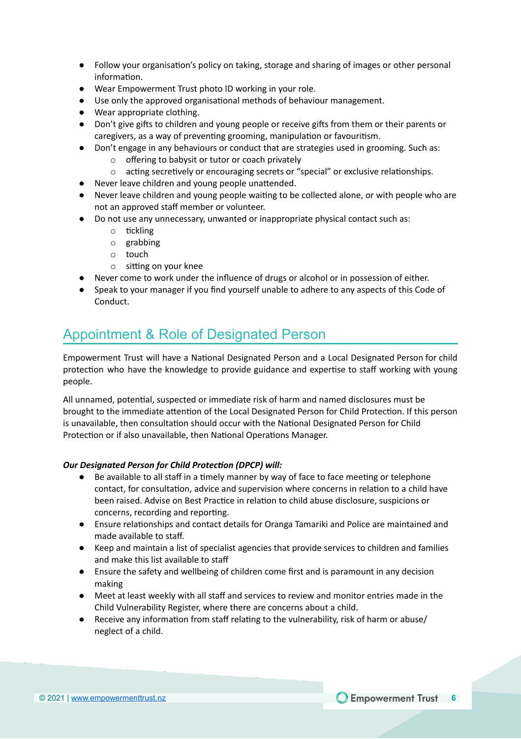- Follow your organisation's policy on taking, storage and sharing of images or other personal information.
- Wear Empowerment Trust photo ID working in your role.
- Use only the approved organisational methods of behaviour management.
- Wear appropriate clothing.
- Don't give gifts to children and young people or receive gifts from them or their parents or caregivers, as a way of preventing grooming, manipulation or favouritism.
- Don't engage in any behaviours or conduct that are strategies used in grooming. Such as:
    - offering to babysit or tutor or coach privately
    - acting secretively or encouraging secrets or "special" or exclusive relationships.
- Never leave children and young people unattended.
- Never leave children and young people waiting to be collected alone, or with people who are not an approved staff member or volunteer.
- Do not use any unnecessary, unwanted or inappropriate physical contact such as:
    - tickling
    - grabbing
    - touch
    - sitting on your knee
- Never come to work under the influence of drugs or alcohol or in possession of either.
- Speak to your manager if you find yourself unable to adhere to any aspects of this Code of Conduct.

## Appointment & Role of Designated Person

Empowerment Trust will have a National Designated Person and a Local Designated Person for child protection who have the knowledge to provide guidance and expertise to staff working with young people.

All unnamed, potential, suspected or immediate risk of harm and named disclosures must be brought to the immediate attention of the Local Designated Person for Child Protection. If this person is unavailable, then consultation should occur with the National Designated Person for Child Protection or if also unavailable, then National Operations Manager.

***Our Designated Person for Child Protection (DPCP) will:***

- Be available to all staff in a timely manner by way of face to face meeting or telephone contact, for consultation, advice and supervision where concerns in relation to a child have been raised. Advise on Best Practice in relation to child abuse disclosure, suspicions or concerns, recording and reporting.
- Ensure relationships and contact details for Oranga Tamariki and Police are maintained and made available to staff.
- Keep and maintain a list of specialist agencies that provide services to children and families and make this list available to staff
- Ensure the safety and wellbeing of children come first and is paramount in any decision making
- Meet at least weekly with all staff and services to review and monitor entries made in the Child Vulnerability Register, where there are concerns about a child.
- Receive any information from staff relating to the vulnerability, risk of harm or abuse/ neglect of a child.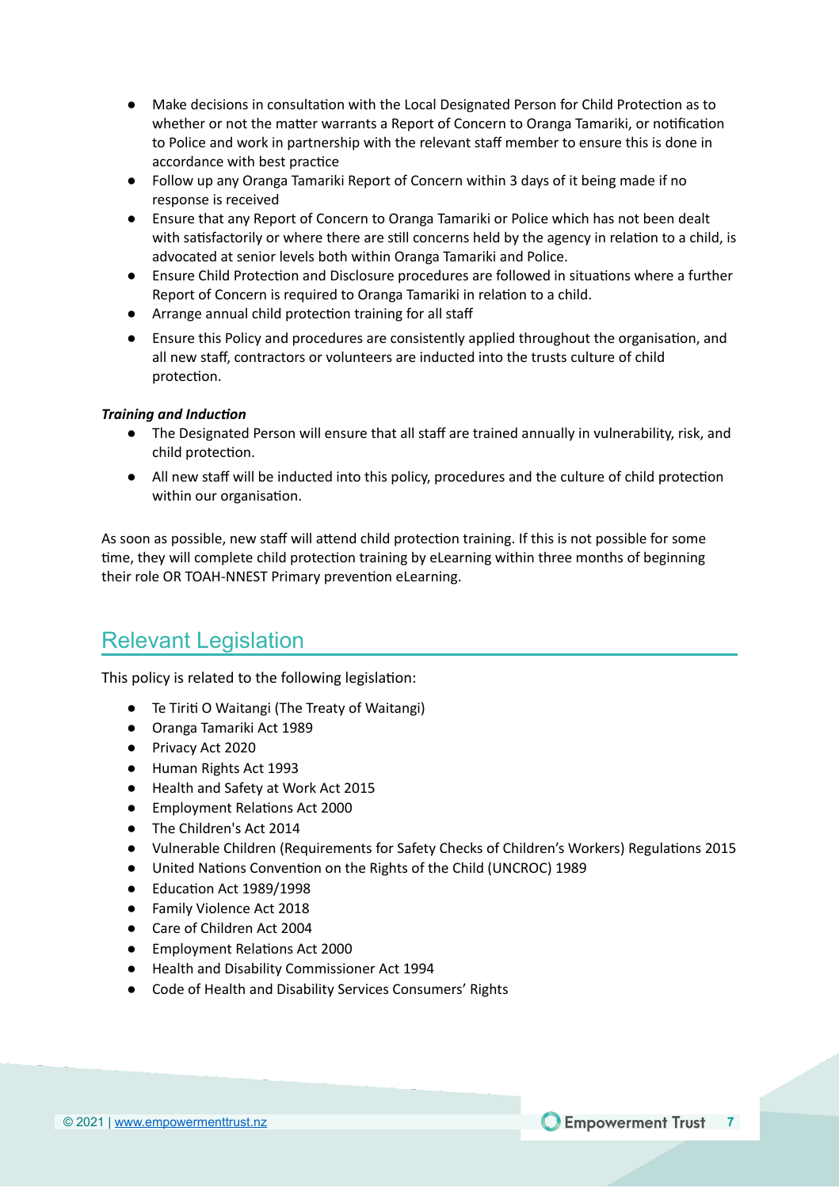- Make decisions in consultation with the Local Designated Person for Child Protection as to whether or not the matter warrants a Report of Concern to Oranga Tamariki, or notification to Police and work in partnership with the relevant staff member to ensure this is done in accordance with best practice
- Follow up any Oranga Tamariki Report of Concern within 3 days of it being made if no response is received
- Ensure that any Report of Concern to Oranga Tamariki or Police which has not been dealt with satisfactorily or where there are still concerns held by the agency in relation to a child, is advocated at senior levels both within Oranga Tamariki and Police.
- Ensure Child Protection and Disclosure procedures are followed in situations where a further Report of Concern is required to Oranga Tamariki in relation to a child.
- Arrange annual child protection training for all staff
- Ensure this Policy and procedures are consistently applied throughout the organisation, and all new staff, contractors or volunteers are inducted into the trusts culture of child protection.

***Training and Induction***

- The Designated Person will ensure that all staff are trained annually in vulnerability, risk, and child protection.
- All new staff will be inducted into this policy, procedures and the culture of child protection within our organisation.

As soon as possible, new staff will attend child protection training. If this is not possible for some time, they will complete child protection training by eLearning within three months of beginning their role OR TOAH-NNEST Primary prevention eLearning.

## Relevant Legislation

This policy is related to the following legislation:

- Te Tiriti O Waitangi (The Treaty of Waitangi)
- Oranga Tamariki Act 1989
- Privacy Act 2020
- Human Rights Act 1993
- Health and Safety at Work Act 2015
- Employment Relations Act 2000
- The Children's Act 2014
- Vulnerable Children (Requirements for Safety Checks of Children's Workers) Regulations 2015
- United Nations Convention on the Rights of the Child (UNCROC) 1989
- Education Act 1989/1998
- Family Violence Act 2018
- Care of Children Act 2004
- Employment Relations Act 2000
- Health and Disability Commissioner Act 1994
- Code of Health and Disability Services Consumers' Rights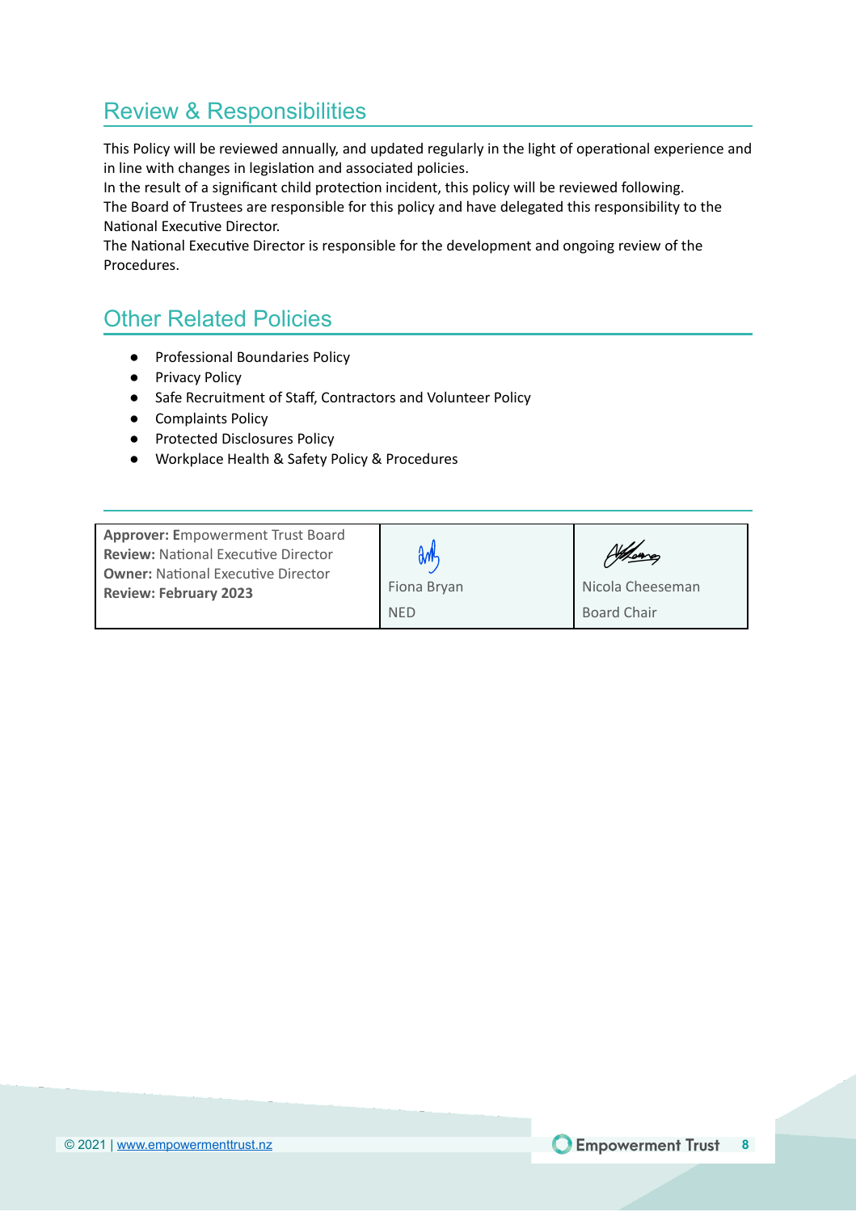## Review & Responsibilities

This Policy will be reviewed annually, and updated regularly in the light of operational experience and in line with changes in legislation and associated policies.
In the result of a significant child protection incident, this policy will be reviewed following.
The Board of Trustees are responsible for this policy and have delegated this responsibility to the National Executive Director.
The National Executive Director is responsible for the development and ongoing review of the Procedures.

## Other Related Policies

- Professional Boundaries Policy
- Privacy Policy
- Safe Recruitment of Staff, Contractors and Volunteer Policy
- Complaints Policy
- Protected Disclosures Policy
- Workplace Health & Safety Policy & Procedures

| | | |
|---|---|---|
| **Approver:** **E**mpowerment Trust Board<br>**Review:** National Executive Director<br>**Owner:** National Executive Director<br>**Review: February 2023** | Fiona Bryan<br>NED | Nicola Cheeseman<br>Board Chair |